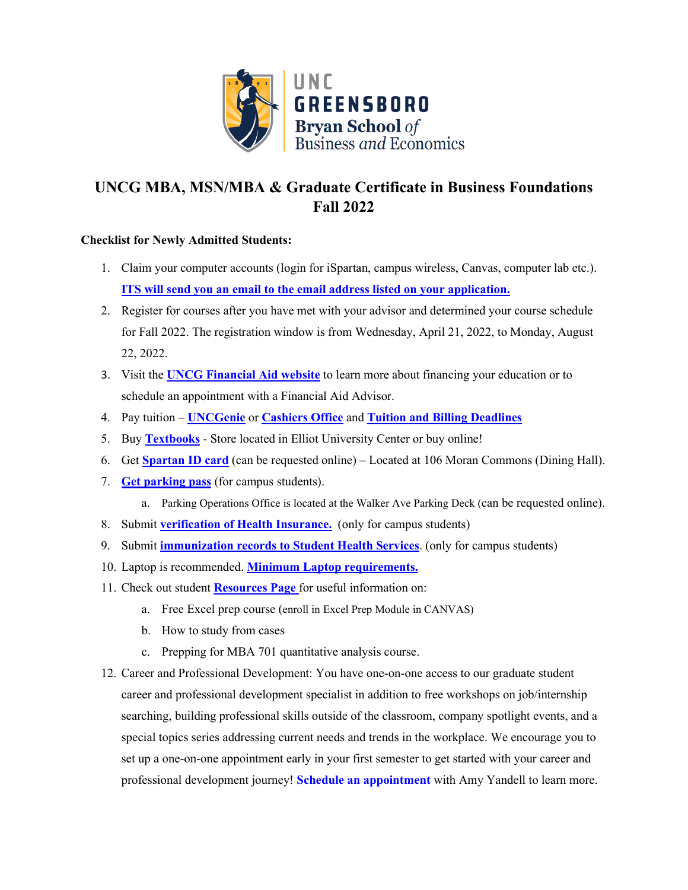UNC GREENSBORO
Bryan School *of*
Business *and* Economics

# UNCG MBA, MSN/MBA & Graduate Certificate in Business Foundations Fall 2022

**Checklist for Newly Admitted Students:**

1. Claim your computer accounts (login for iSpartan, campus wireless, Canvas, computer lab etc.). **ITS will send you an email to the email address listed on your application.**
2. Register for courses after you have met with your advisor and determined your course schedule for Fall 2022. The registration window is from Wednesday, April 21, 2022, to Monday, August 22, 2022.
3. Visit the **UNCG Financial Aid website** to learn more about financing your education or to schedule an appointment with a Financial Aid Advisor.
4. Pay tuition – **UNCGenie** or **Cashiers Office** and **Tuition and Billing Deadlines**
5. Buy **Textbooks** - Store located in Elliot University Center or buy online!
6. Get **Spartan ID card** (can be requested online) – Located at 106 Moran Commons (Dining Hall).
7. **Get parking pass** (for campus students).
   a. Parking Operations Office is located at the Walker Ave Parking Deck (can be requested online).
8. Submit **verification of Health Insurance.** (only for campus students)
9. Submit **immunization records to Student Health Services**. (only for campus students)
10. Laptop is recommended. **Minimum Laptop requirements.**
11. Check out student **Resources Page** for useful information on:
    a. Free Excel prep course (enroll in Excel Prep Module in CANVAS)
    b. How to study from cases
    c. Prepping for MBA 701 quantitative analysis course.
12. Career and Professional Development: You have one-on-one access to our graduate student career and professional development specialist in addition to free workshops on job/internship searching, building professional skills outside of the classroom, company spotlight events, and a special topics series addressing current needs and trends in the workplace. We encourage you to set up a one-on-one appointment early in your first semester to get started with your career and professional development journey! **Schedule an appointment** with Amy Yandell to learn more.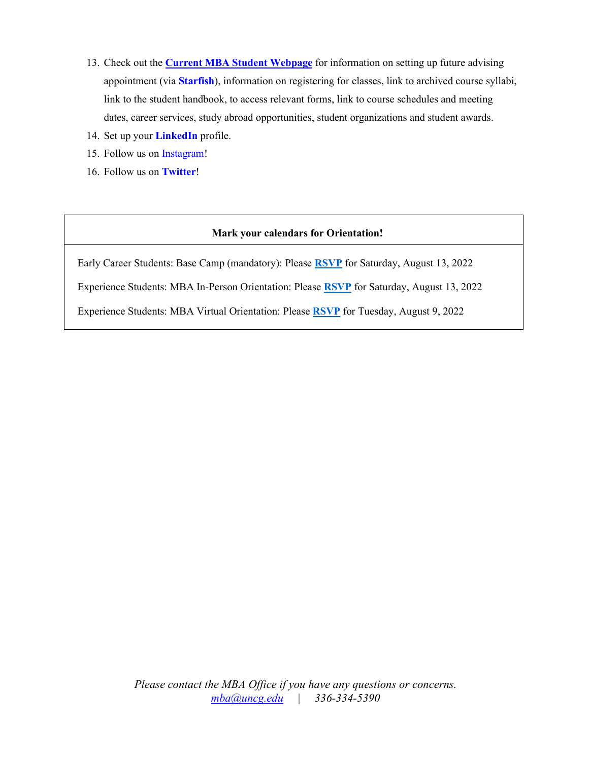13. Check out the **Current MBA Student Webpage** for information on setting up future advising appointment (via **Starfish**), information on registering for classes, link to archived course syllabi, link to the student handbook, to access relevant forms, link to course schedules and meeting dates, career services, study abroad opportunities, student organizations and student awards.
14. Set up your **LinkedIn** profile.
15. Follow us on Instagram!
16. Follow us on **Twitter**!

| **Mark your calendars for Orientation!** |
| --- |
| Early Career Students: Base Camp (mandatory): Please **RSVP** for Saturday, August 13, 2022 |
| Experience Students: MBA In-Person Orientation: Please **RSVP** for Saturday, August 13, 2022 |
| Experience Students: MBA Virtual Orientation: Please **RSVP** for Tuesday, August 9, 2022 |

*Please contact the MBA Office if you have any questions or concerns.*
*mba@uncg.edu | 336-334-5390*